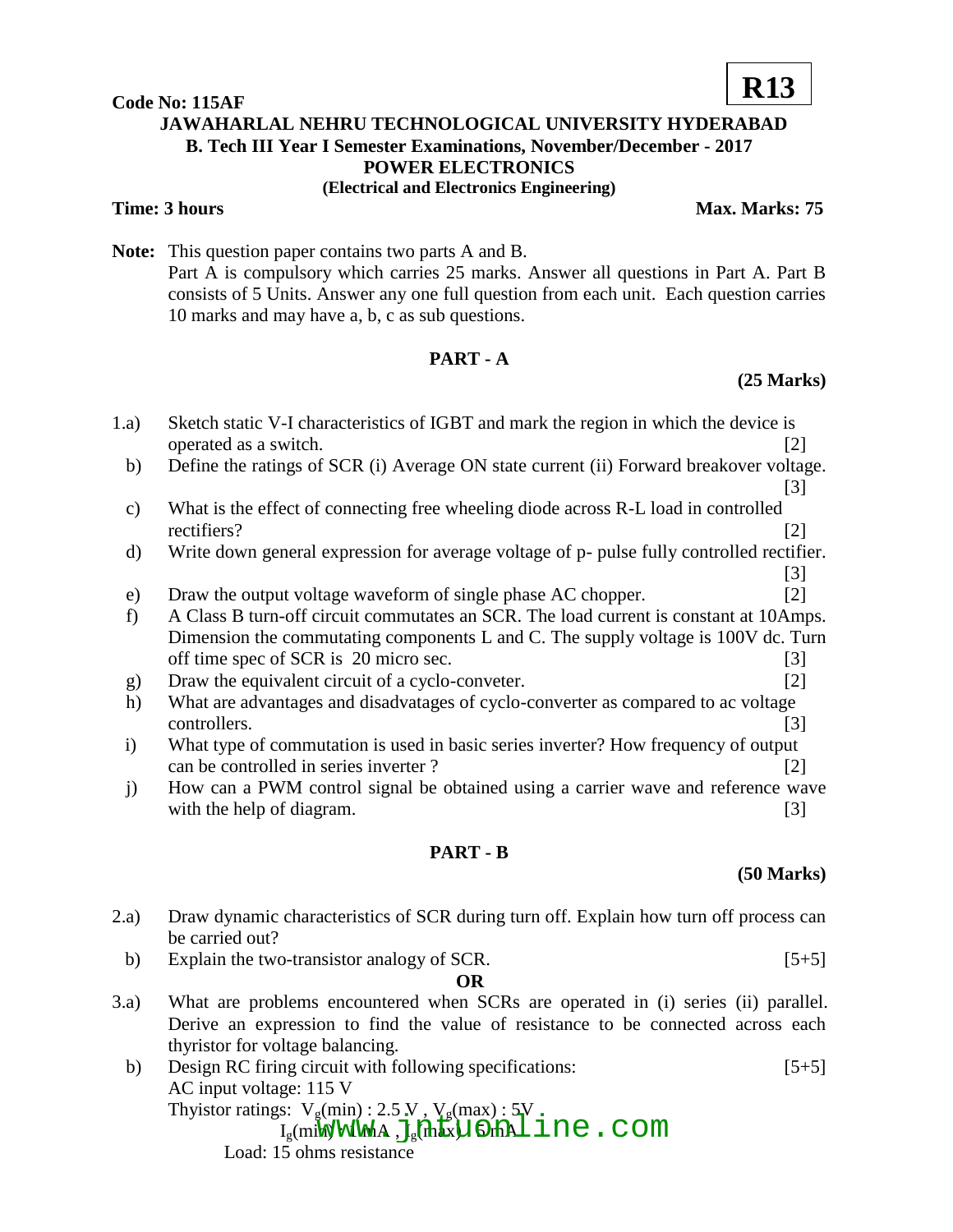**Code No: 115AF** **R13**

# JAWAHARLAL NEHRU TECHNOLOGICAL UNIVERSITY HYDERABAD

## B. Tech III Year I Semester Examinations, November/December - 2017

## POWER ELECTRONICS

**(Electrical and Electronics Engineering)**

**Time: 3 hours** **Max. Marks: 75**

**Note:** This question paper contains two parts A and B.
Part A is compulsory which carries 25 marks. Answer all questions in Part A. Part B consists of 5 Units. Answer any one full question from each unit. Each question carries 10 marks and may have a, b, c as sub questions.

## PART - A

**(25 Marks)**

1.a) Sketch static V-I characteristics of IGBT and mark the region in which the device is operated as a switch. [2]

b) Define the ratings of SCR (i) Average ON state current (ii) Forward breakover voltage. [3]

c) What is the effect of connecting free wheeling diode across R-L load in controlled rectifiers? [2]

d) Write down general expression for average voltage of p- pulse fully controlled rectifier. [3]

e) Draw the output voltage waveform of single phase AC chopper. [2]

f) A Class B turn-off circuit commutates an SCR. The load current is constant at 10Amps. Dimension the commutating components L and C. The supply voltage is 100V dc. Turn off time spec of SCR is 20 micro sec. [3]

g) Draw the equivalent circuit of a cyclo-conveter. [2]

h) What are advantages and disadvatages of cyclo-converter as compared to ac voltage controllers. [3]

i) What type of commutation is used in basic series inverter? How frequency of output can be controlled in series inverter ? [2]

j) How can a PWM control signal be obtained using a carrier wave and reference wave with the help of diagram. [3]

## PART - B

**(50 Marks)**

2.a) Draw dynamic characteristics of SCR during turn off. Explain how turn off process can be carried out?

b) Explain the two-transistor analogy of SCR. [5+5]

**OR**

3.a) What are problems encountered when SCRs are operated in (i) series (ii) parallel. Derive an expression to find the value of resistance to be connected across each thyristor for voltage balancing.

b) Design RC firing circuit with following specifications: [5+5]
AC input voltage: 115 V
Thyistor ratings: $V_g(min)$ : 2.5 V , $V_g(max)$ : 5V ,
$I_g(min)$ : 1 mA , $I_g(max)$ : 5 mA
Load: 15 ohms resistance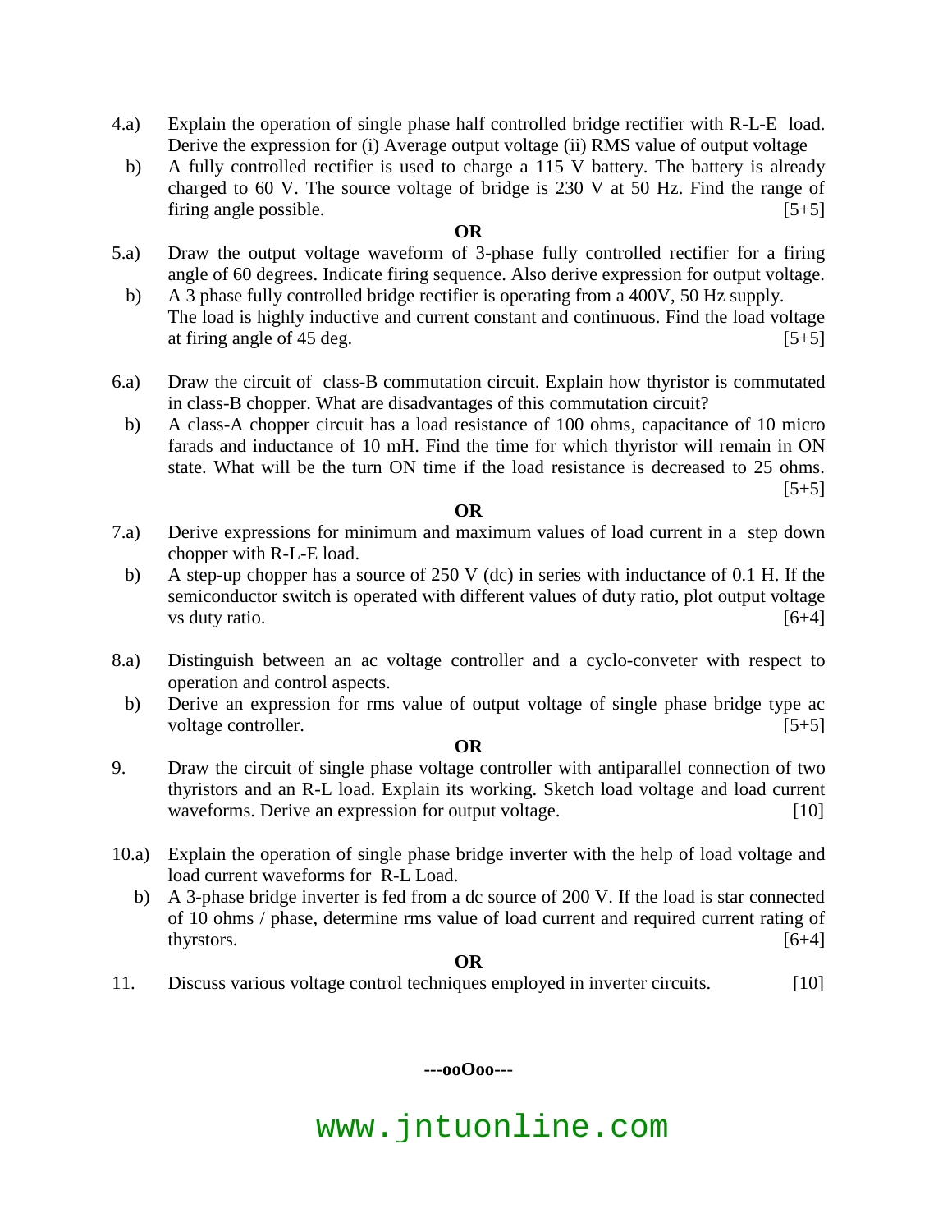4.a) Explain the operation of single phase half controlled bridge rectifier with R-L-E load. Derive the expression for (i) Average output voltage (ii) RMS value of output voltage

b) A fully controlled rectifier is used to charge a 115 V battery. The battery is already charged to 60 V. The source voltage of bridge is 230 V at 50 Hz. Find the range of firing angle possible. [5+5]

**OR**

5.a) Draw the output voltage waveform of 3-phase fully controlled rectifier for a firing angle of 60 degrees. Indicate firing sequence. Also derive expression for output voltage.

b) A 3 phase fully controlled bridge rectifier is operating from a 400V, 50 Hz supply. The load is highly inductive and current constant and continuous. Find the load voltage at firing angle of 45 deg. [5+5]

6.a) Draw the circuit of class-B commutation circuit. Explain how thyristor is commutated in class-B chopper. What are disadvantages of this commutation circuit?

b) A class-A chopper circuit has a load resistance of 100 ohms, capacitance of 10 micro farads and inductance of 10 mH. Find the time for which thyristor will remain in ON state. What will be the turn ON time if the load resistance is decreased to 25 ohms. [5+5]

**OR**

7.a) Derive expressions for minimum and maximum values of load current in a step down chopper with R-L-E load.

b) A step-up chopper has a source of 250 V (dc) in series with inductance of 0.1 H. If the semiconductor switch is operated with different values of duty ratio, plot output voltage vs duty ratio. [6+4]

8.a) Distinguish between an ac voltage controller and a cyclo-conveter with respect to operation and control aspects.

b) Derive an expression for rms value of output voltage of single phase bridge type ac voltage controller. [5+5]

**OR**

9. Draw the circuit of single phase voltage controller with antiparallel connection of two thyristors and an R-L load. Explain its working. Sketch load voltage and load current waveforms. Derive an expression for output voltage. [10]

10.a) Explain the operation of single phase bridge inverter with the help of load voltage and load current waveforms for R-L Load.

b) A 3-phase bridge inverter is fed from a dc source of 200 V. If the load is star connected of 10 ohms / phase, determine rms value of load current and required current rating of thyrstors. [6+4]

**OR**

11. Discuss various voltage control techniques employed in inverter circuits. [10]

**---ooOoo---**